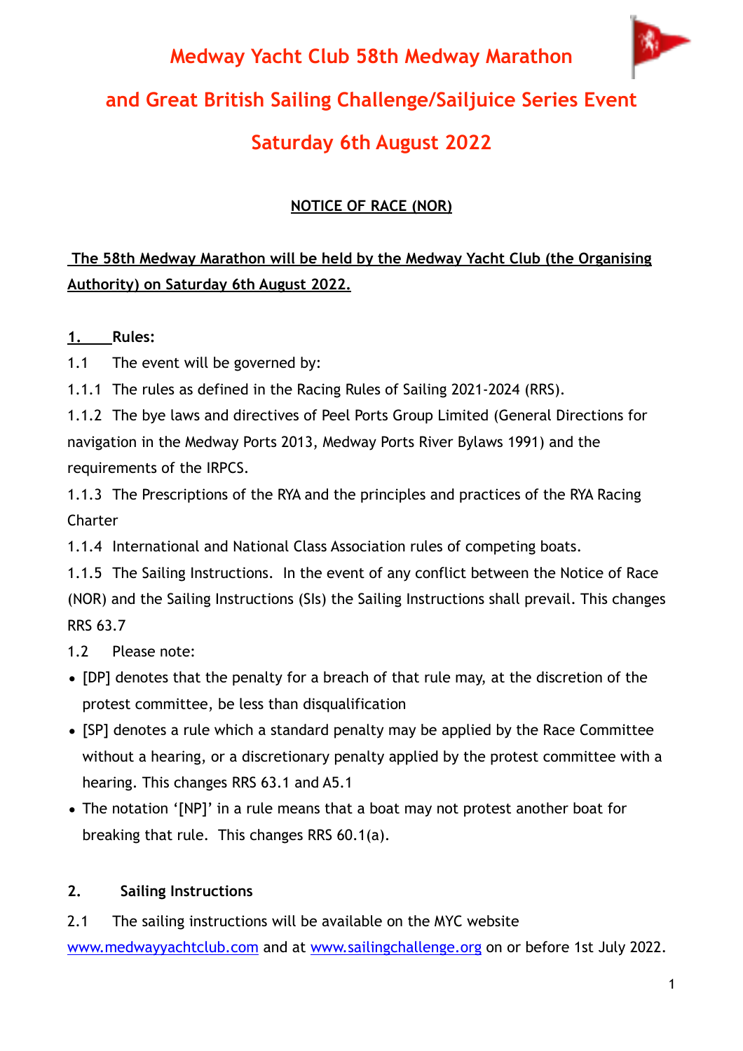# Medway Yacht Club 58th Medway Marathon

# and Great British Sailing Challenge/Sailjuice Series Event

# Saturday 6th August 2022

## NOTICE OF RACE (NOR)

**The 58th Medway Marathon will be held by the Medway Yacht Club (the Organising Authority) on Saturday 6th August 2022.**

### 1. Rules:

1.1 The event will be governed by:

1.1.1 The rules as defined in the Racing Rules of Sailing 2021-2024 (RRS).

1.1.2 The bye laws and directives of Peel Ports Group Limited (General Directions for navigation in the Medway Ports 2013, Medway Ports River Bylaws 1991) and the requirements of the IRPCS.

1.1.3 The Prescriptions of the RYA and the principles and practices of the RYA Racing Charter

1.1.4 International and National Class Association rules of competing boats.

1.1.5 The Sailing Instructions. In the event of any conflict between the Notice of Race (NOR) and the Sailing Instructions (SIs) the Sailing Instructions shall prevail. This changes RRS 63.7

1.2 Please note:

- [DP] denotes that the penalty for a breach of that rule may, at the discretion of the protest committee, be less than disqualification
- [SP] denotes a rule which a standard penalty may be applied by the Race Committee without a hearing, or a discretionary penalty applied by the protest committee with a hearing. This changes RRS 63.1 and A5.1
- The notation '[NP]' in a rule means that a boat may not protest another boat for breaking that rule. This changes RRS 60.1(a).

### 2. Sailing Instructions

2.1 The sailing instructions will be available on the MYC website www.medwayyachtclub.com and at www.sailingchallenge.org on or before 1st July 2022.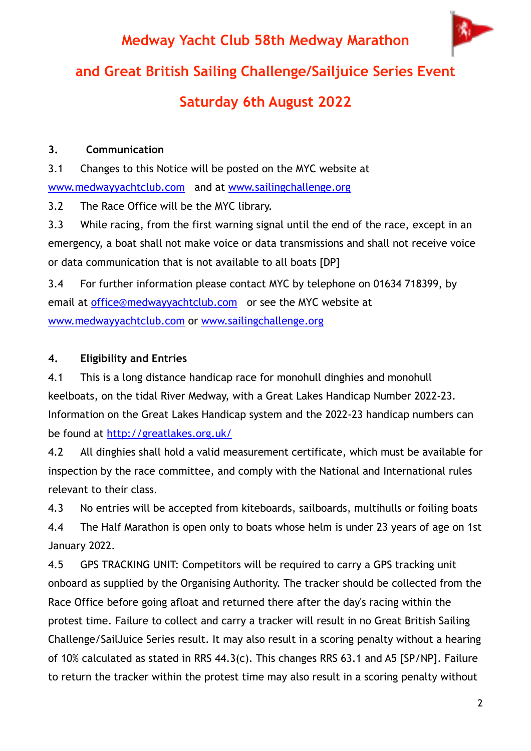# Medway Yacht Club 58th Medway Marathon

# and Great British Sailing Challenge/Sailjuice Series Event

# Saturday 6th August 2022

**3. Communication**

3.1 Changes to this Notice will be posted on the MYC website at www.medwayyachtclub.com and at www.sailingchallenge.org

3.2 The Race Office will be the MYC library.

3.3 While racing, from the first warning signal until the end of the race, except in an emergency, a boat shall not make voice or data transmissions and shall not receive voice or data communication that is not available to all boats [DP]

3.4 For further information please contact MYC by telephone on 01634 718399, by email at office@medwayyachtclub.com or see the MYC website at www.medwayyachtclub.com or www.sailingchallenge.org

**4. Eligibility and Entries**

4.1 This is a long distance handicap race for monohull dinghies and monohull keelboats, on the tidal River Medway, with a Great Lakes Handicap Number 2022-23. Information on the Great Lakes Handicap system and the 2022-23 handicap numbers can be found at http://greatlakes.org.uk/

4.2 All dinghies shall hold a valid measurement certificate, which must be available for inspection by the race committee, and comply with the National and International rules relevant to their class.

4.3 No entries will be accepted from kiteboards, sailboards, multihulls or foiling boats

4.4 The Half Marathon is open only to boats whose helm is under 23 years of age on 1st January 2022.

4.5 GPS TRACKING UNIT: Competitors will be required to carry a GPS tracking unit onboard as supplied by the Organising Authority. The tracker should be collected from the Race Office before going afloat and returned there after the day's racing within the protest time. Failure to collect and carry a tracker will result in no Great British Sailing Challenge/SailJuice Series result. It may also result in a scoring penalty without a hearing of 10% calculated as stated in RRS 44.3(c). This changes RRS 63.1 and A5 [SP/NP]. Failure to return the tracker within the protest time may also result in a scoring penalty without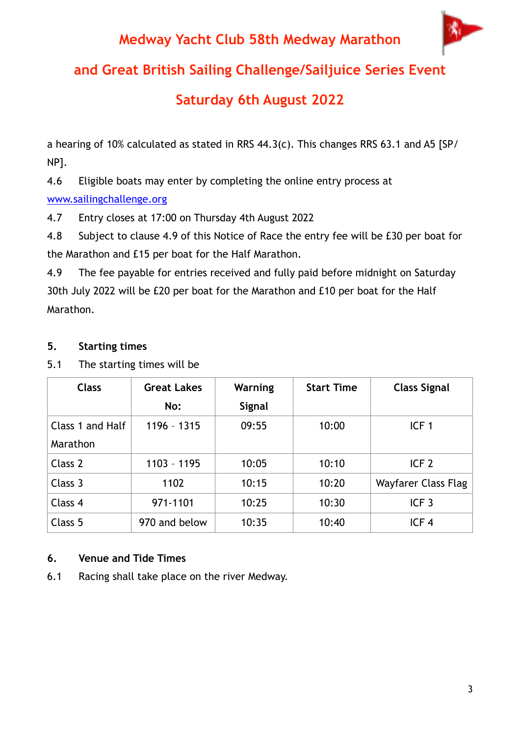a hearing of 10% calculated as stated in RRS 44.3(c). This changes RRS 63.1 and A5 [SP/NP].

4.6 Eligible boats may enter by completing the online entry process at www.sailingchallenge.org

4.7 Entry closes at 17:00 on Thursday 4th August 2022

4.8 Subject to clause 4.9 of this Notice of Race the entry fee will be £30 per boat for the Marathon and £15 per boat for the Half Marathon.

4.9 The fee payable for entries received and fully paid before midnight on Saturday 30th July 2022 will be £20 per boat for the Marathon and £10 per boat for the Half Marathon.

## 5. Starting times

5.1 The starting times will be

| Class | Great Lakes No: | Warning Signal | Start Time | Class Signal |
|---|---|---|---|---|
| Class 1 and Half Marathon | 1196 - 1315 | 09:55 | 10:00 | ICF 1 |
| Class 2 | 1103 - 1195 | 10:05 | 10:10 | ICF 2 |
| Class 3 | 1102 | 10:15 | 10:20 | Wayfarer Class Flag |
| Class 4 | 971-1101 | 10:25 | 10:30 | ICF 3 |
| Class 5 | 970 and below | 10:35 | 10:40 | ICF 4 |

## 6. Venue and Tide Times

6.1 Racing shall take place on the river Medway.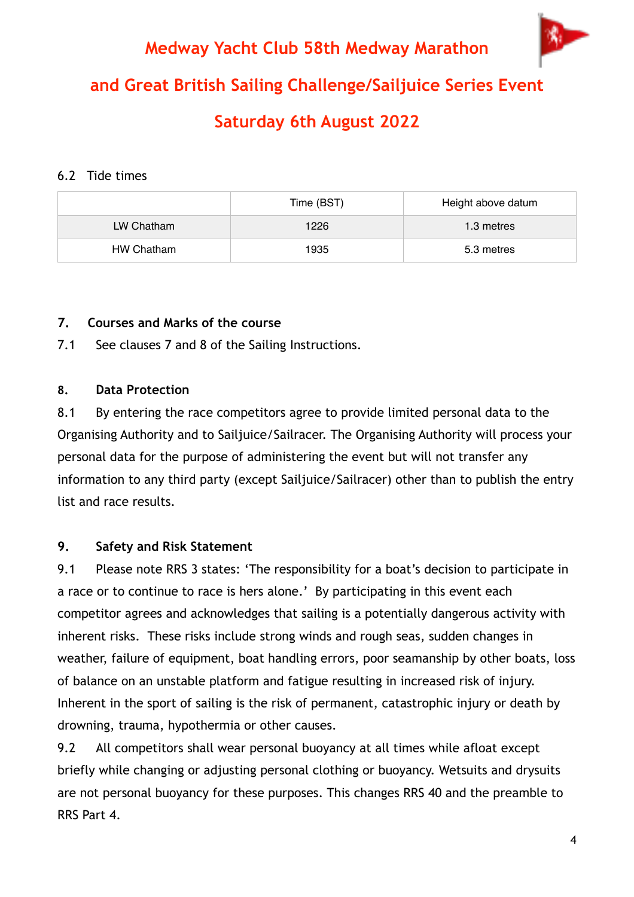6.2 Tide times

| | Time (BST) | Height above datum |
|---|---|---|
| LW Chatham | 1226 | 1.3 metres |
| HW Chatham | 1935 | 5.3 metres |

**7. Courses and Marks of the course**

7.1 See clauses 7 and 8 of the Sailing Instructions.

**8. Data Protection**

8.1 By entering the race competitors agree to provide limited personal data to the Organising Authority and to Sailjuice/Sailracer. The Organising Authority will process your personal data for the purpose of administering the event but will not transfer any information to any third party (except Sailjuice/Sailracer) other than to publish the entry list and race results.

**9. Safety and Risk Statement**

9.1 Please note RRS 3 states: 'The responsibility for a boat's decision to participate in a race or to continue to race is hers alone.' By participating in this event each competitor agrees and acknowledges that sailing is a potentially dangerous activity with inherent risks. These risks include strong winds and rough seas, sudden changes in weather, failure of equipment, boat handling errors, poor seamanship by other boats, loss of balance on an unstable platform and fatigue resulting in increased risk of injury. Inherent in the sport of sailing is the risk of permanent, catastrophic injury or death by drowning, trauma, hypothermia or other causes.

9.2 All competitors shall wear personal buoyancy at all times while afloat except briefly while changing or adjusting personal clothing or buoyancy. Wetsuits and drysuits are not personal buoyancy for these purposes. This changes RRS 40 and the preamble to RRS Part 4.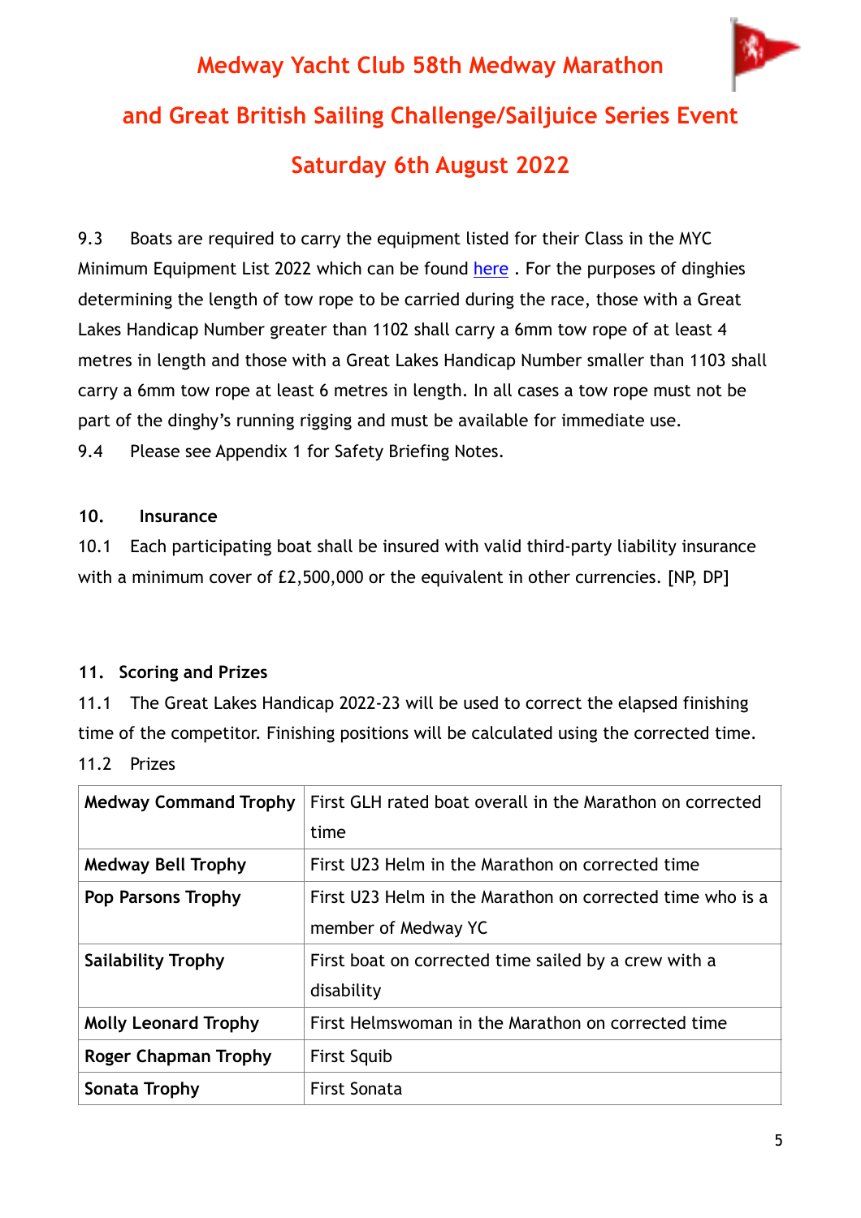Medway Yacht Club 58th Medway Marathon

and Great British Sailing Challenge/Sailjuice Series Event

Saturday 6th August 2022

9.3 Boats are required to carry the equipment listed for their Class in the MYC Minimum Equipment List 2022 which can be found here . For the purposes of dinghies determining the length of tow rope to be carried during the race, those with a Great Lakes Handicap Number greater than 1102 shall carry a 6mm tow rope of at least 4 metres in length and those with a Great Lakes Handicap Number smaller than 1103 shall carry a 6mm tow rope at least 6 metres in length. In all cases a tow rope must not be part of the dinghy's running rigging and must be available for immediate use.

9.4 Please see Appendix 1 for Safety Briefing Notes.

## 10. Insurance

10.1 Each participating boat shall be insured with valid third-party liability insurance with a minimum cover of £2,500,000 or the equivalent in other currencies. [NP, DP]

## 11. Scoring and Prizes

11.1 The Great Lakes Handicap 2022-23 will be used to correct the elapsed finishing time of the competitor. Finishing positions will be calculated using the corrected time.

11.2 Prizes

| | |
|---|---|
| **Medway Command Trophy** | First GLH rated boat overall in the Marathon on corrected time |
| **Medway Bell Trophy** | First U23 Helm in the Marathon on corrected time |
| **Pop Parsons Trophy** | First U23 Helm in the Marathon on corrected time who is a member of Medway YC |
| **Sailability Trophy** | First boat on corrected time sailed by a crew with a disability |
| **Molly Leonard Trophy** | First Helmswoman in the Marathon on corrected time |
| **Roger Chapman Trophy** | First Squib |
| **Sonata Trophy** | First Sonata |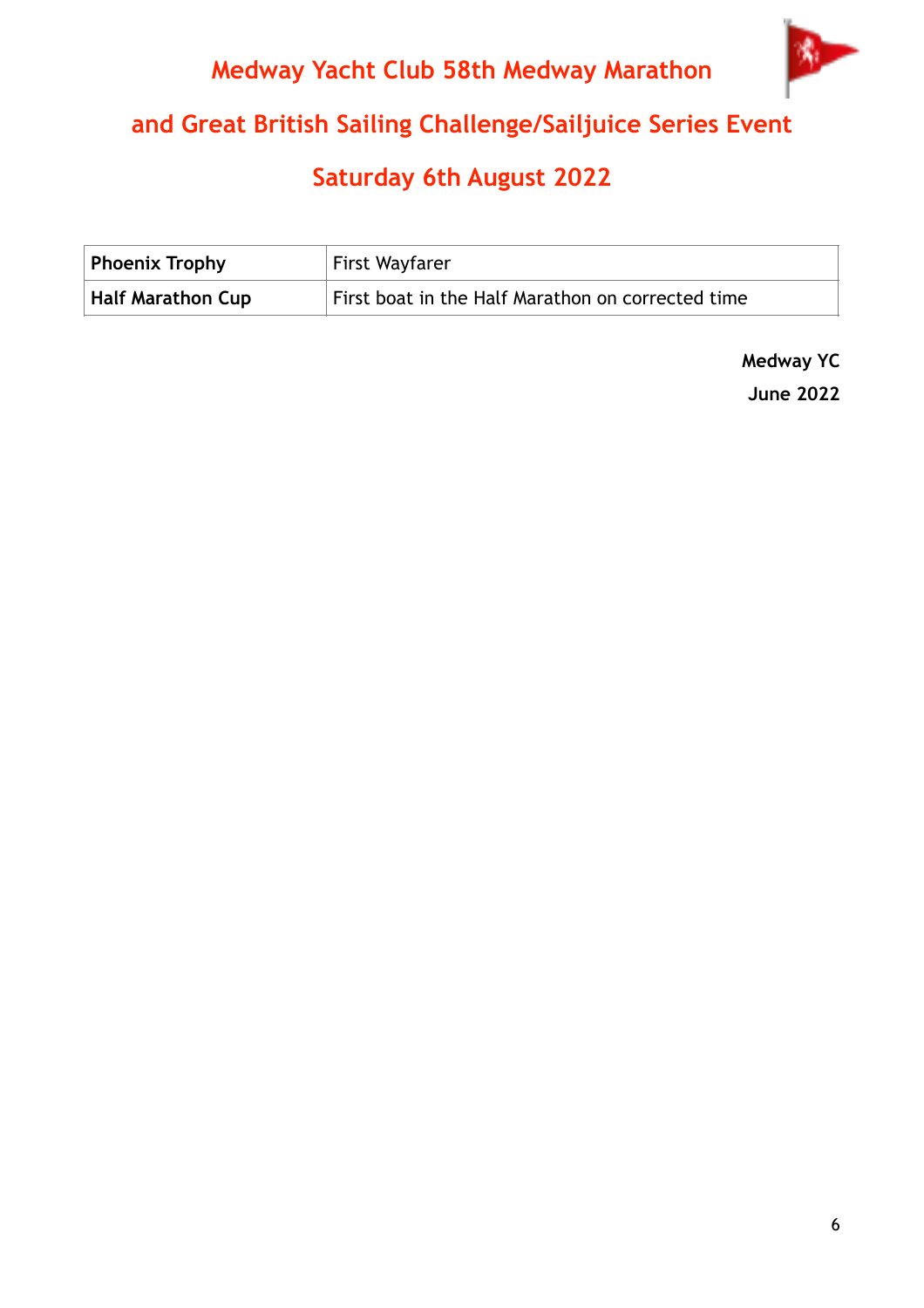# Medway Yacht Club 58th Medway Marathon

# and Great British Sailing Challenge/Sailjuice Series Event

# Saturday 6th August 2022

| **Phoenix Trophy** | First Wayfarer |
|---|---|
| **Half Marathon Cup** | First boat in the Half Marathon on corrected time |

**Medway YC**
**June 2022**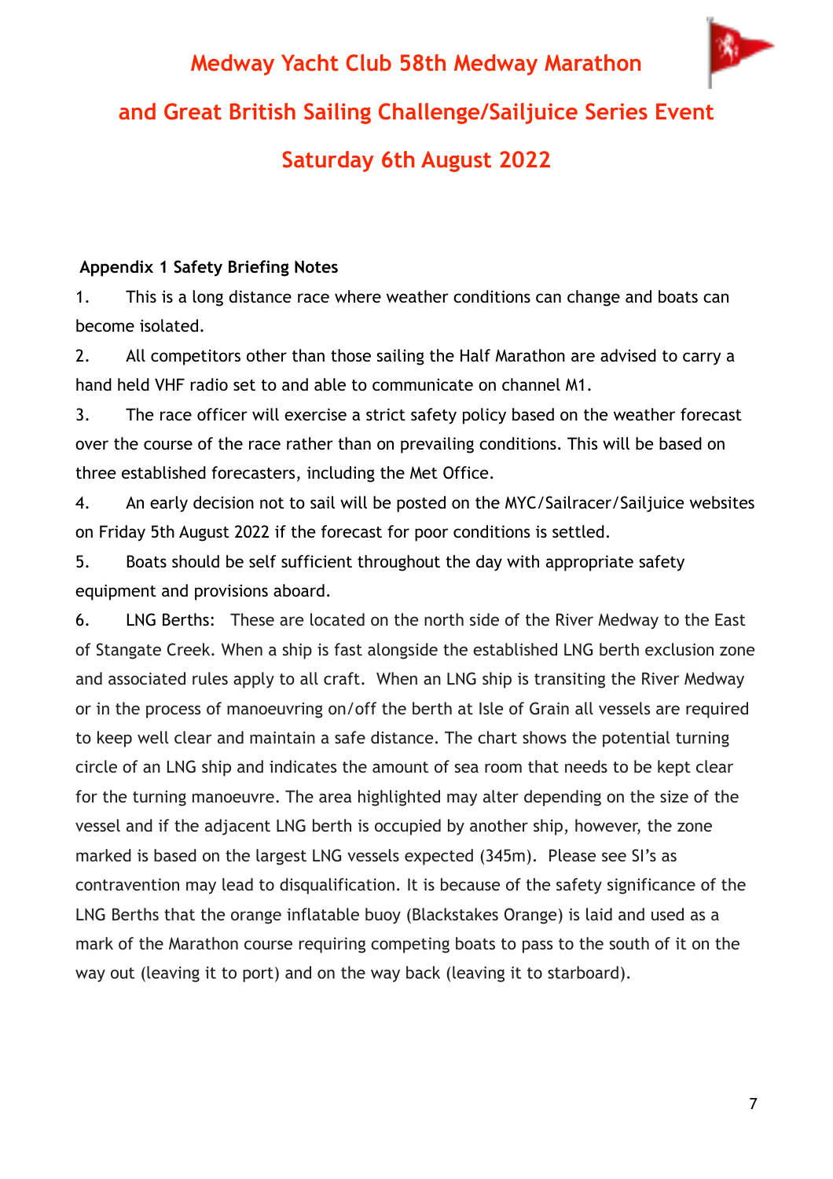# Medway Yacht Club 58th Medway Marathon

# and Great British Sailing Challenge/Sailjuice Series Event

# Saturday 6th August 2022

**Appendix 1 Safety Briefing Notes**

1. This is a long distance race where weather conditions can change and boats can become isolated.

2. All competitors other than those sailing the Half Marathon are advised to carry a hand held VHF radio set to and able to communicate on channel M1.

3. The race officer will exercise a strict safety policy based on the weather forecast over the course of the race rather than on prevailing conditions. This will be based on three established forecasters, including the Met Office.

4. An early decision not to sail will be posted on the MYC/Sailracer/Sailjuice websites on Friday 5th August 2022 if the forecast for poor conditions is settled.

5. Boats should be self sufficient throughout the day with appropriate safety equipment and provisions aboard.

6. LNG Berths: These are located on the north side of the River Medway to the East of Stangate Creek. When a ship is fast alongside the established LNG berth exclusion zone and associated rules apply to all craft. When an LNG ship is transiting the River Medway or in the process of manoeuvring on/off the berth at Isle of Grain all vessels are required to keep well clear and maintain a safe distance. The chart shows the potential turning circle of an LNG ship and indicates the amount of sea room that needs to be kept clear for the turning manoeuvre. The area highlighted may alter depending on the size of the vessel and if the adjacent LNG berth is occupied by another ship, however, the zone marked is based on the largest LNG vessels expected (345m). Please see SI's as contravention may lead to disqualification. It is because of the safety significance of the LNG Berths that the orange inflatable buoy (Blackstakes Orange) is laid and used as a mark of the Marathon course requiring competing boats to pass to the south of it on the way out (leaving it to port) and on the way back (leaving it to starboard).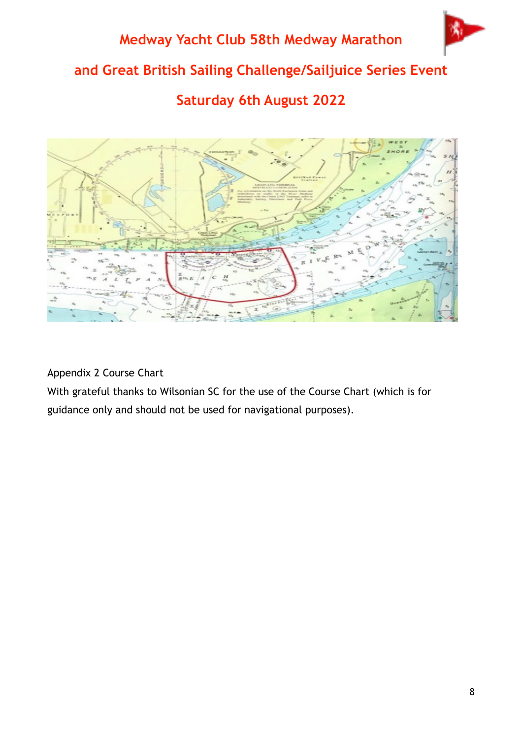# Medway Yacht Club 58th Medway Marathon

# and Great British Sailing Challenge/Sailjuice Series Event

# Saturday 6th August 2022

Appendix 2 Course Chart

With grateful thanks to Wilsonian SC for the use of the Course Chart (which is for guidance only and should not be used for navigational purposes).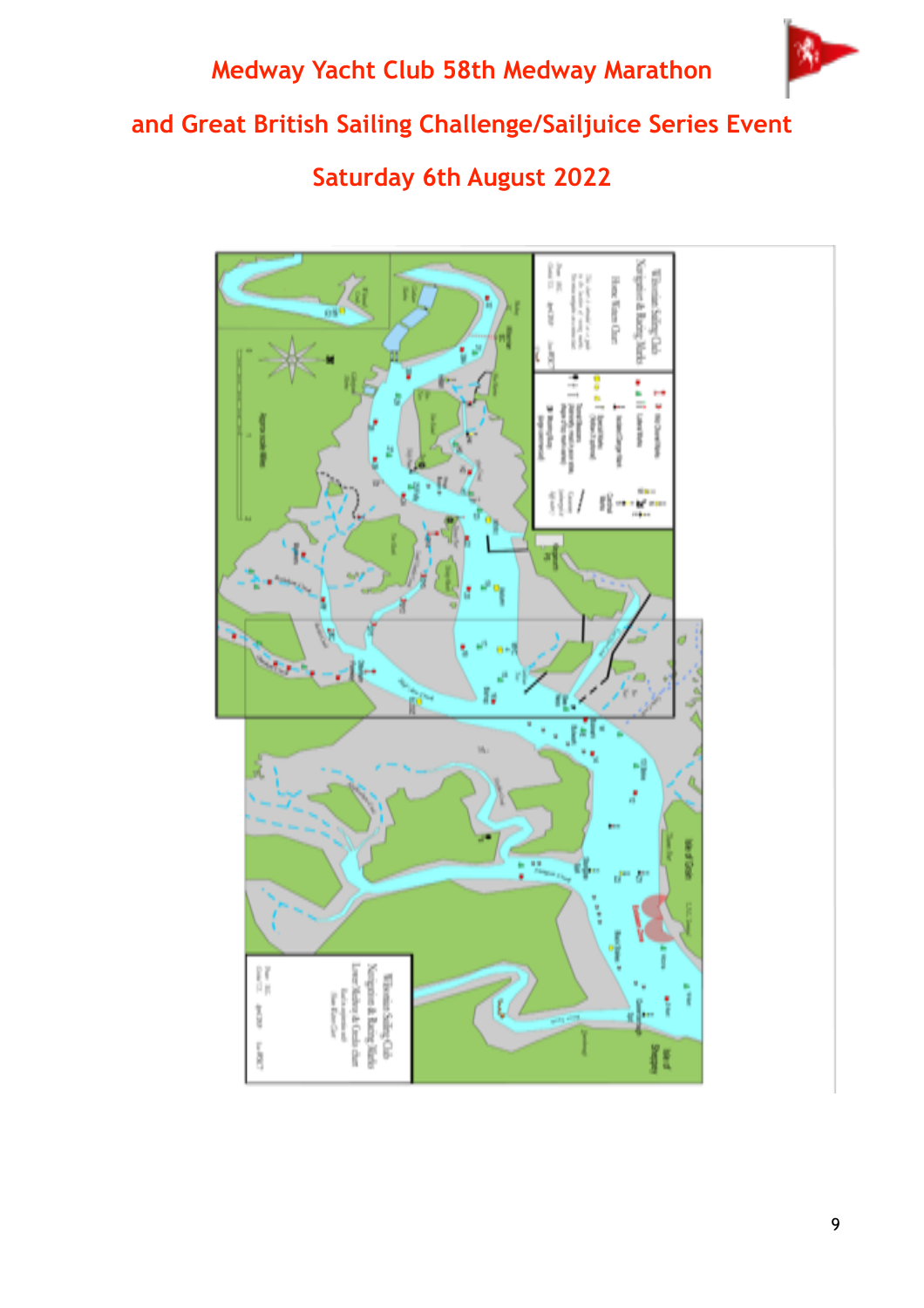# Medway Yacht Club 58th Medway Marathon

# and Great British Sailing Challenge/Sailjuice Series Event

# Saturday 6th August 2022